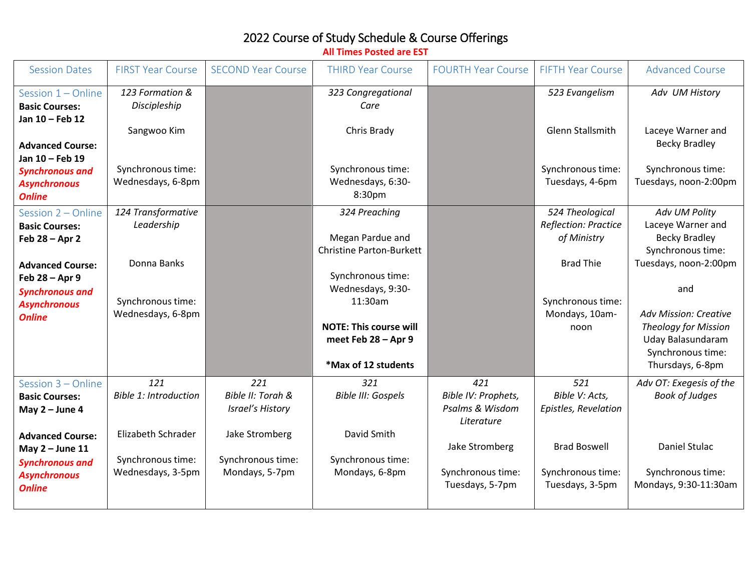# 2022 Course of Study Schedule & Course Offerings

**All Times Posted are EST**

| Session Dates | FIRST Year Course | SECOND Year Course | THIRD Year Course | FOURTH Year Course | FIFTH Year Course | Advanced Course |
|---|---|---|---|---|---|---|
| Session 1 – Online<br>**Basic Courses: Jan 10 – Feb 12**<br><br>**Advanced Course: Jan 10 – Feb 19**<br>***Synchronous and Asynchronous Online*** | *123 Formation & Discipleship*<br><br>Sangwoo Kim<br><br>Synchronous time: Wednesdays, 6-8pm | | *323 Congregational Care*<br><br>Chris Brady<br><br>Synchronous time: Wednesdays, 6:30-8:30pm | | *523 Evangelism*<br><br>Glenn Stallsmith<br><br>Synchronous time: Tuesdays, 4-6pm | *Adv UM History*<br><br>Laceye Warner and Becky Bradley<br><br>Synchronous time: Tuesdays, noon-2:00pm |
| Session 2 – Online<br>**Basic Courses: Feb 28 – Apr 2**<br><br>**Advanced Course: Feb 28 – Apr 9**<br>***Synchronous and Asynchronous Online*** | *124 Transformative Leadership*<br><br>Donna Banks<br><br>Synchronous time: Wednesdays, 6-8pm | | *324 Preaching*<br><br>Megan Pardue and Christine Parton-Burkett<br><br>Synchronous time: Wednesdays, 9:30-11:30am<br><br>**NOTE: This course will meet Feb 28 – Apr 9**<br><br>**\*Max of 12 students** | | *524 Theological Reflection: Practice of Ministry*<br><br>Brad Thie<br><br>Synchronous time: Mondays, 10am-noon | *Adv UM Polity*<br>Laceye Warner and Becky Bradley<br>Synchronous time: Tuesdays, noon-2:00pm<br><br>and<br><br>*Adv Mission: Creative Theology for Mission*<br>Uday Balasundaram<br>Synchronous time: Thursdays, 6-8pm |
| Session 3 – Online<br>**Basic Courses: May 2 – June 4**<br><br>**Advanced Course: May 2 – June 11**<br>***Synchronous and Asynchronous Online*** | 121<br>*Bible 1: Introduction*<br><br>Elizabeth Schrader<br><br>Synchronous time: Wednesdays, 3-5pm | 221<br>*Bible II: Torah & Israel's History*<br><br>Jake Stromberg<br><br>Synchronous time: Mondays, 5-7pm | 321<br>*Bible III: Gospels*<br><br>David Smith<br><br>Synchronous time: Mondays, 6-8pm | 421<br>*Bible IV: Prophets, Psalms & Wisdom Literature*<br><br>Jake Stromberg<br><br>Synchronous time: Tuesdays, 5-7pm | 521<br>*Bible V: Acts, Epistles, Revelation*<br><br>Brad Boswell<br><br>Synchronous time: Tuesdays, 3-5pm | *Adv OT: Exegesis of the Book of Judges*<br><br>Daniel Stulac<br><br>Synchronous time: Mondays, 9:30-11:30am |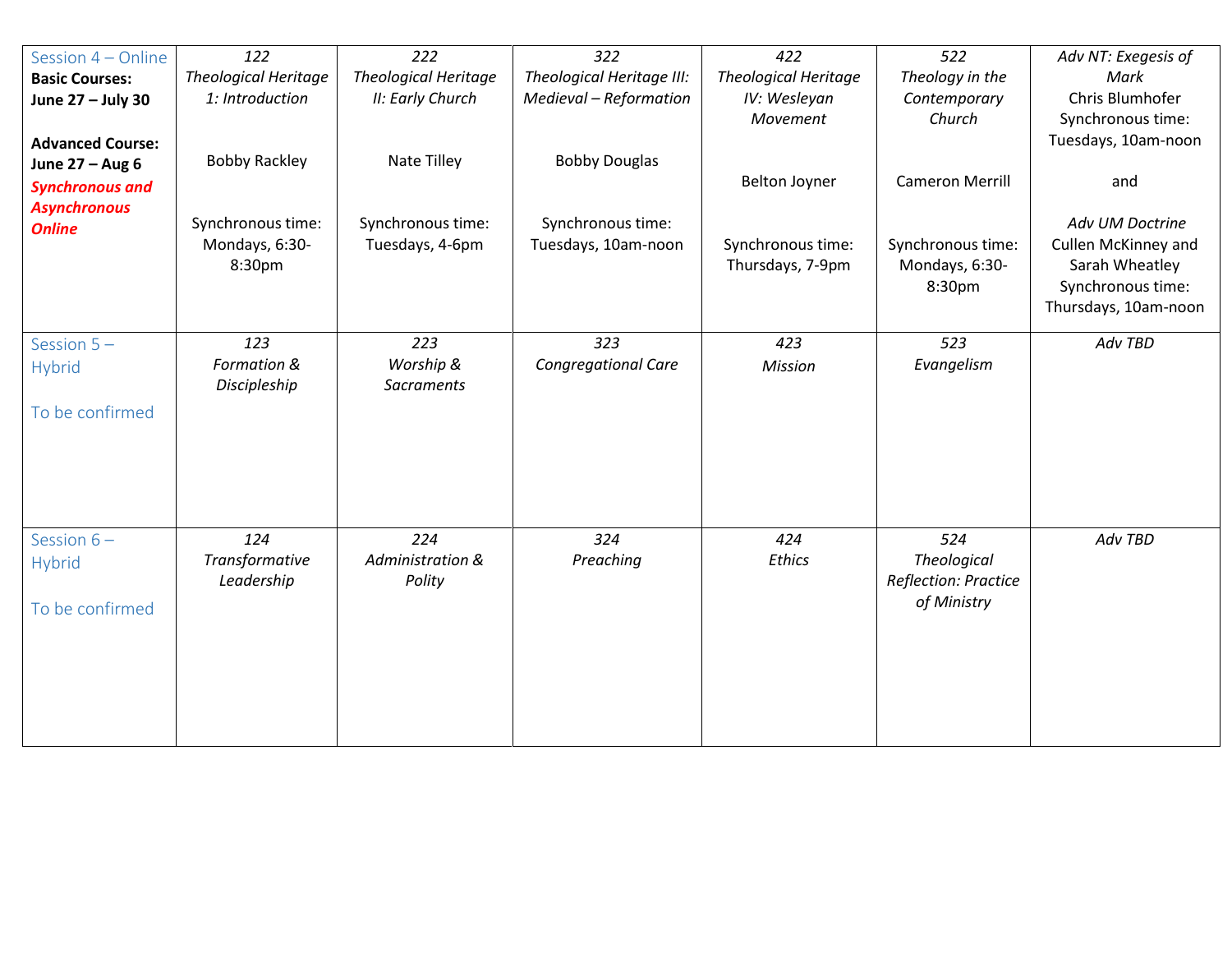| | | | | | | |
|---|---|---|---|---|---|---|
| Session 4 – Online<br>**Basic Courses: June 27 – July 30**<br><br>**Advanced Course: June 27 – Aug 6**<br>***Synchronous and Asynchronous Online*** | 122<br>*Theological Heritage 1: Introduction*<br><br>Bobby Rackley<br><br>Synchronous time: Mondays, 6:30-8:30pm | 222<br>*Theological Heritage II: Early Church*<br><br>Nate Tilley<br><br>Synchronous time: Tuesdays, 4-6pm | 322<br>*Theological Heritage III: Medieval – Reformation*<br><br>Bobby Douglas<br><br>Synchronous time: Tuesdays, 10am-noon | 422<br>*Theological Heritage IV: Wesleyan Movement*<br><br>Belton Joyner<br><br>Synchronous time: Thursdays, 7-9pm | 522<br>*Theology in the Contemporary Church*<br><br>Cameron Merrill<br><br>Synchronous time: Mondays, 6:30-8:30pm | *Adv NT: Exegesis of Mark*<br>Chris Blumhofer<br>Synchronous time: Tuesdays, 10am-noon<br><br>and<br><br>*Adv UM Doctrine*<br>Cullen McKinney and Sarah Wheatley<br>Synchronous time: Thursdays, 10am-noon |
| Session 5 – Hybrid<br><br>To be confirmed | 123<br>*Formation & Discipleship* | 223<br>*Worship & Sacraments* | 323<br>*Congregational Care* | 423<br>*Mission* | 523<br>*Evangelism* | *Adv TBD* |
| Session 6 – Hybrid<br><br>To be confirmed | 124<br>*Transformative Leadership* | 224<br>*Administration & Polity* | 324<br>*Preaching* | 424<br>*Ethics* | 524<br>*Theological Reflection: Practice of Ministry* | *Adv TBD* |